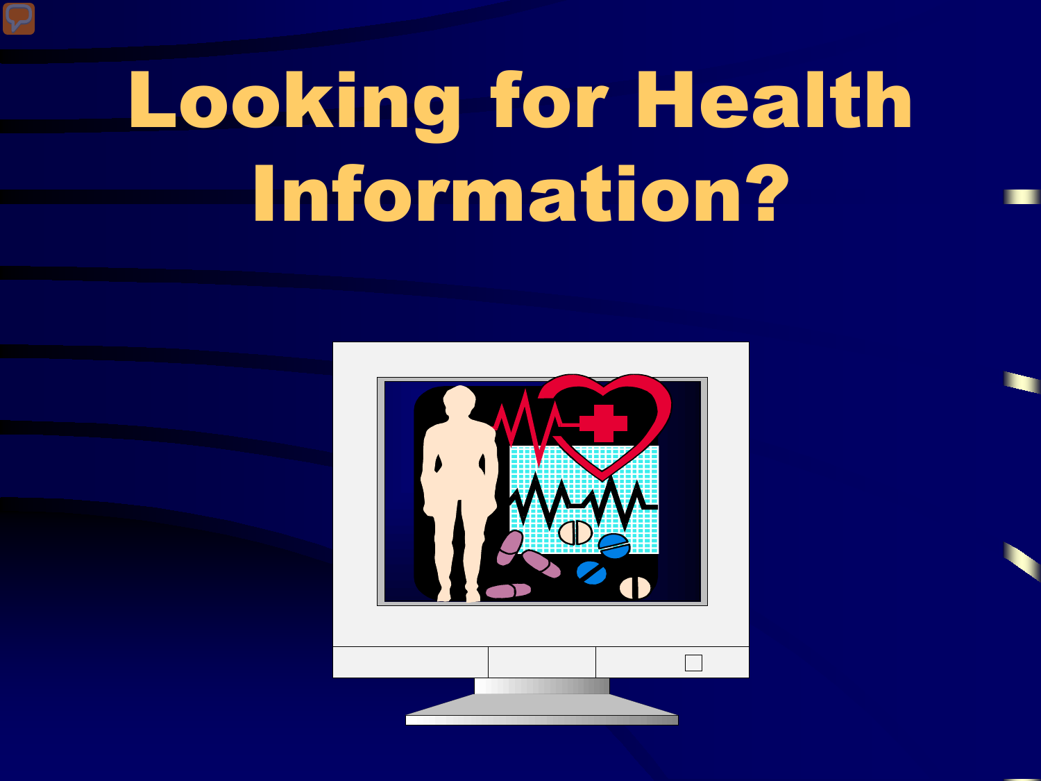# Looking for Health Information?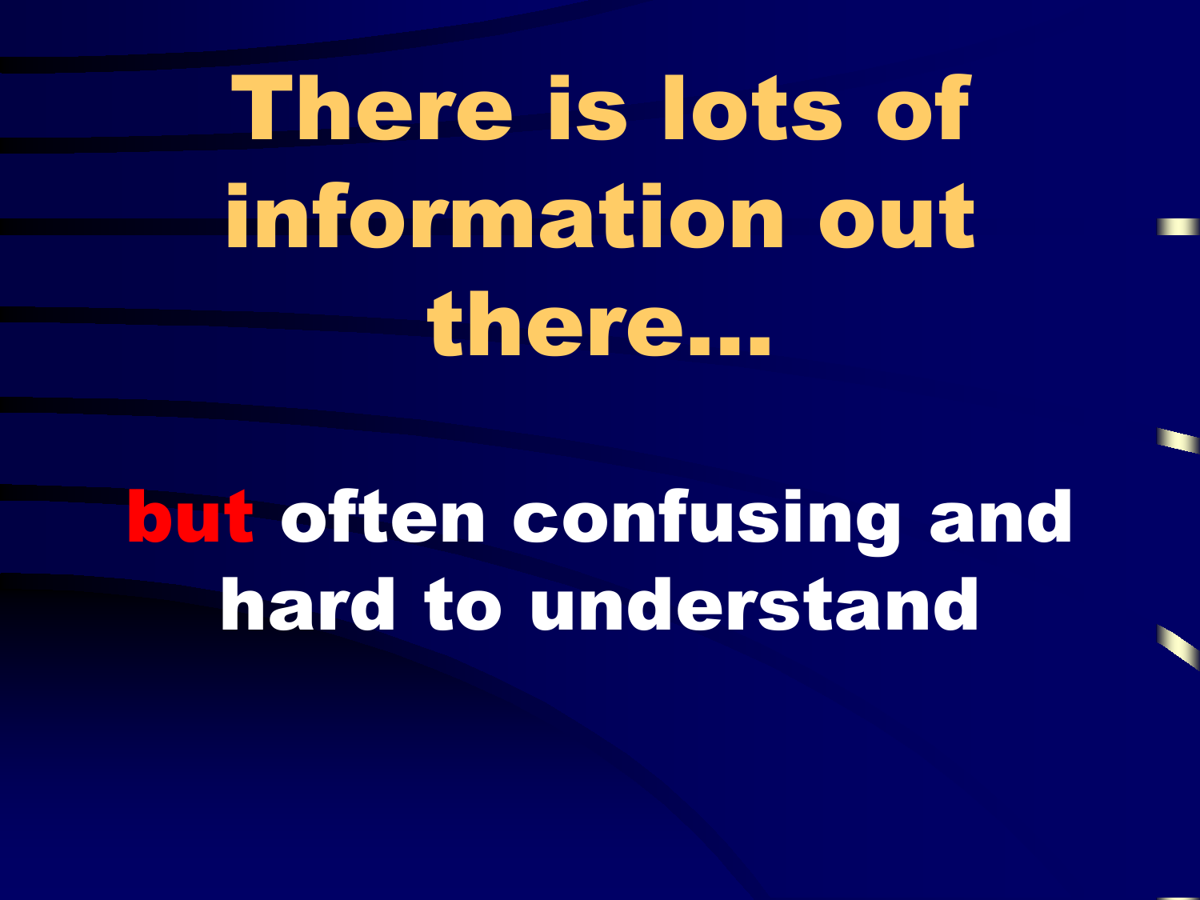# There is lots of information out there…

**but** often confusing and hard to understand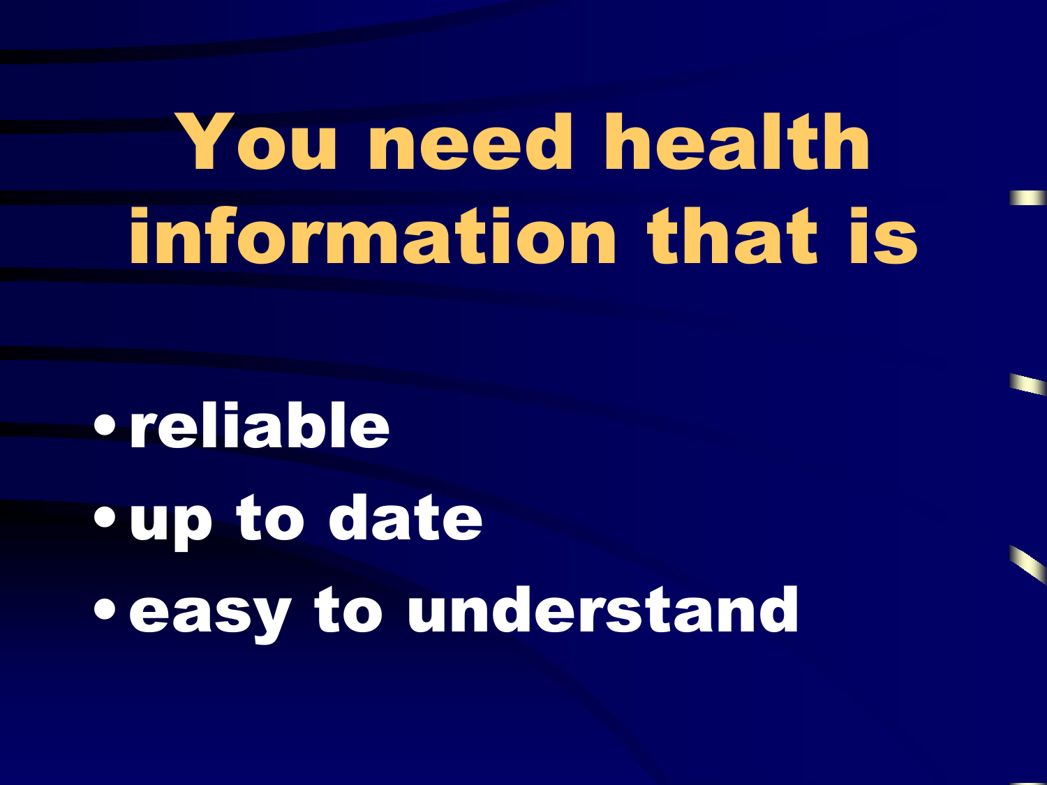# You need health information that is

- reliable
- up to date
- easy to understand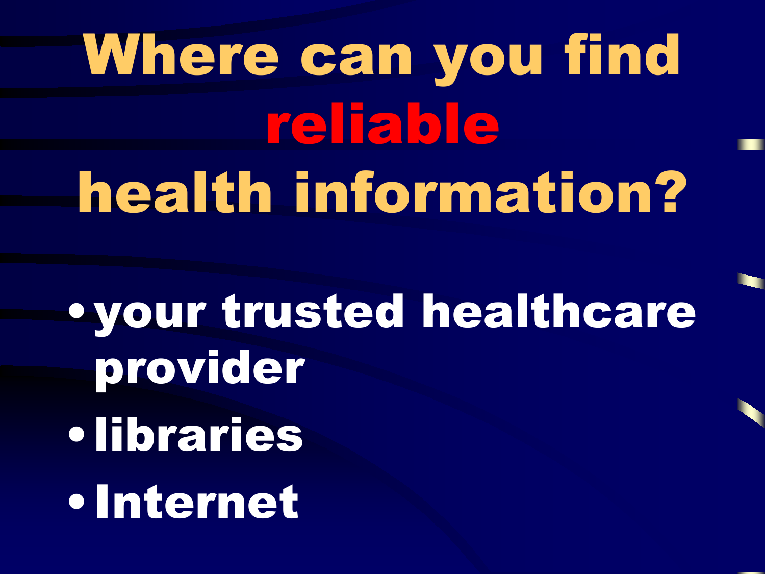# Where can you find **reliable** health information?

- your trusted healthcare provider
- libraries
- Internet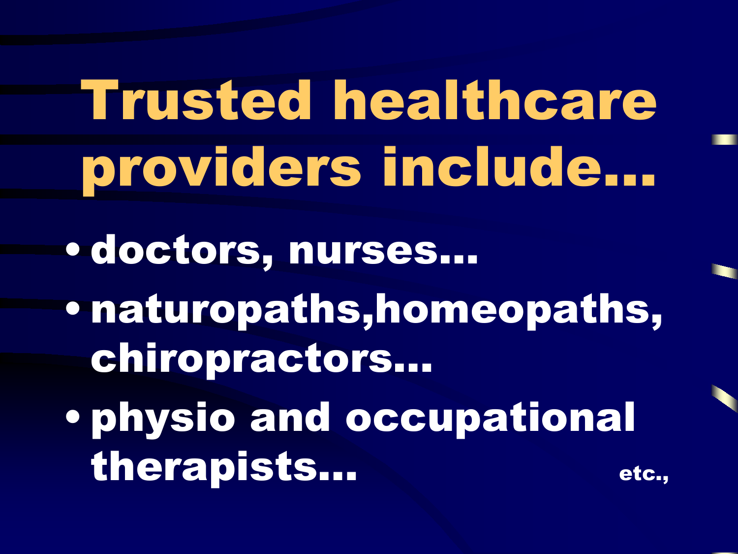# Trusted healthcare providers include…

- doctors, nurses…
- naturopaths,homeopaths, chiropractors…
- physio and occupational therapists…

etc.,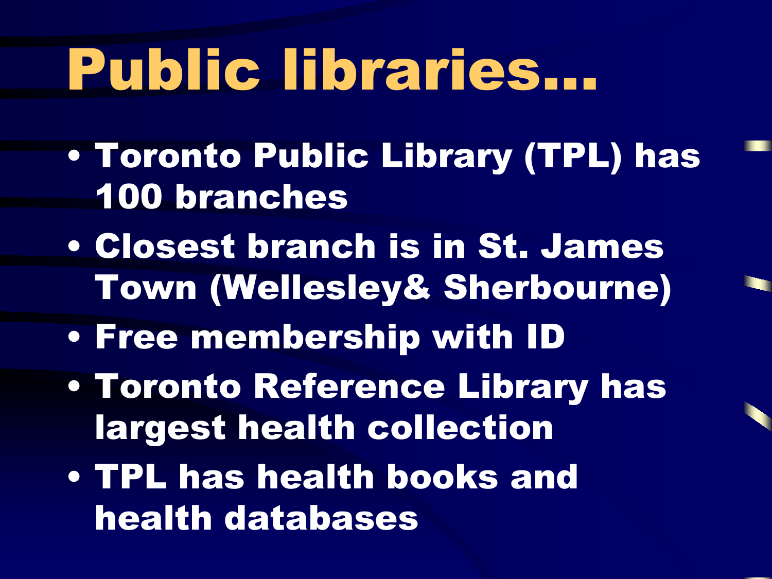# Public libraries…

- Toronto Public Library (TPL) has 100 branches
- Closest branch is in St. James Town (Wellesley& Sherbourne)
- Free membership with ID
- Toronto Reference Library has largest health collection
- TPL has health books and health databases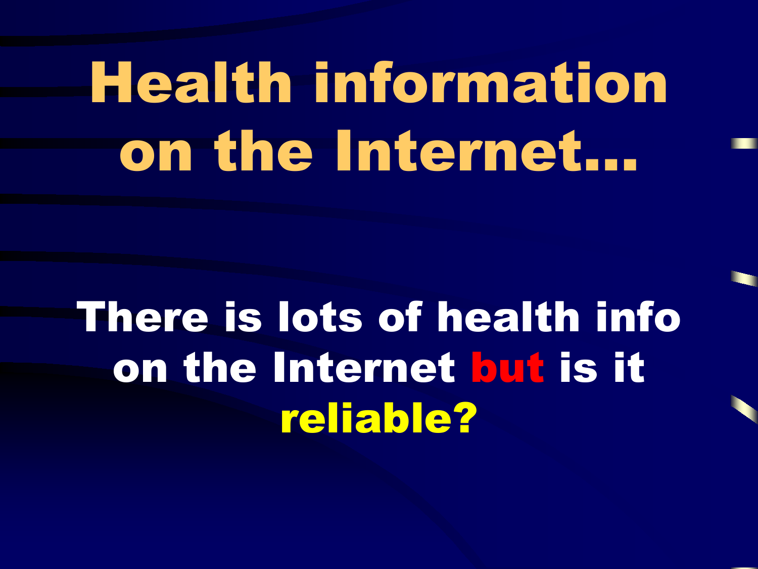# Health information on the Internet…

**There is lots of health info on the Internet but is it reliable?**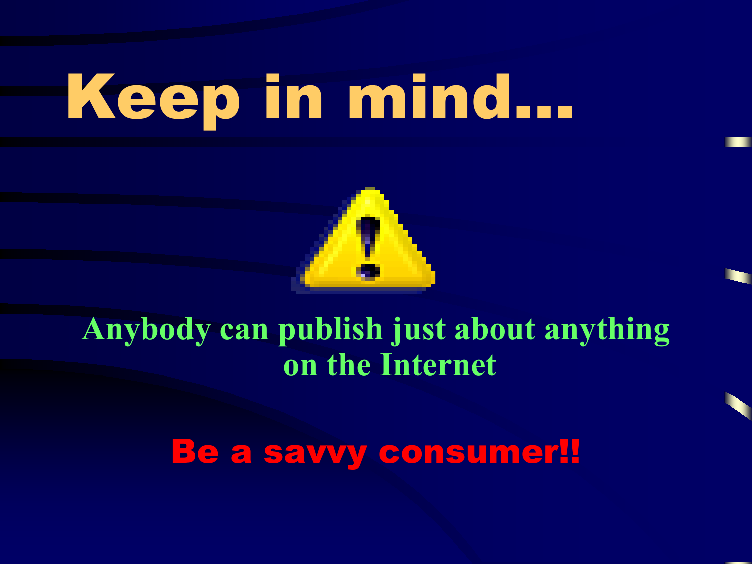# Keep in mind…

**Anybody can publish just about anything on the Internet**

**Be a savvy consumer!!**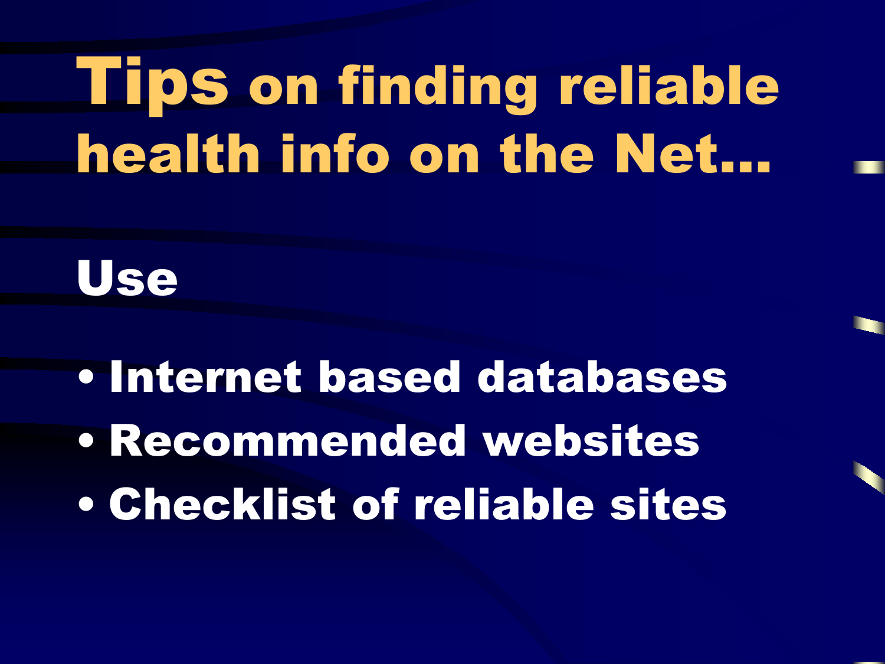# Tips on finding reliable health info on the Net…

**Use**

- Internet based databases
- Recommended websites
- Checklist of reliable sites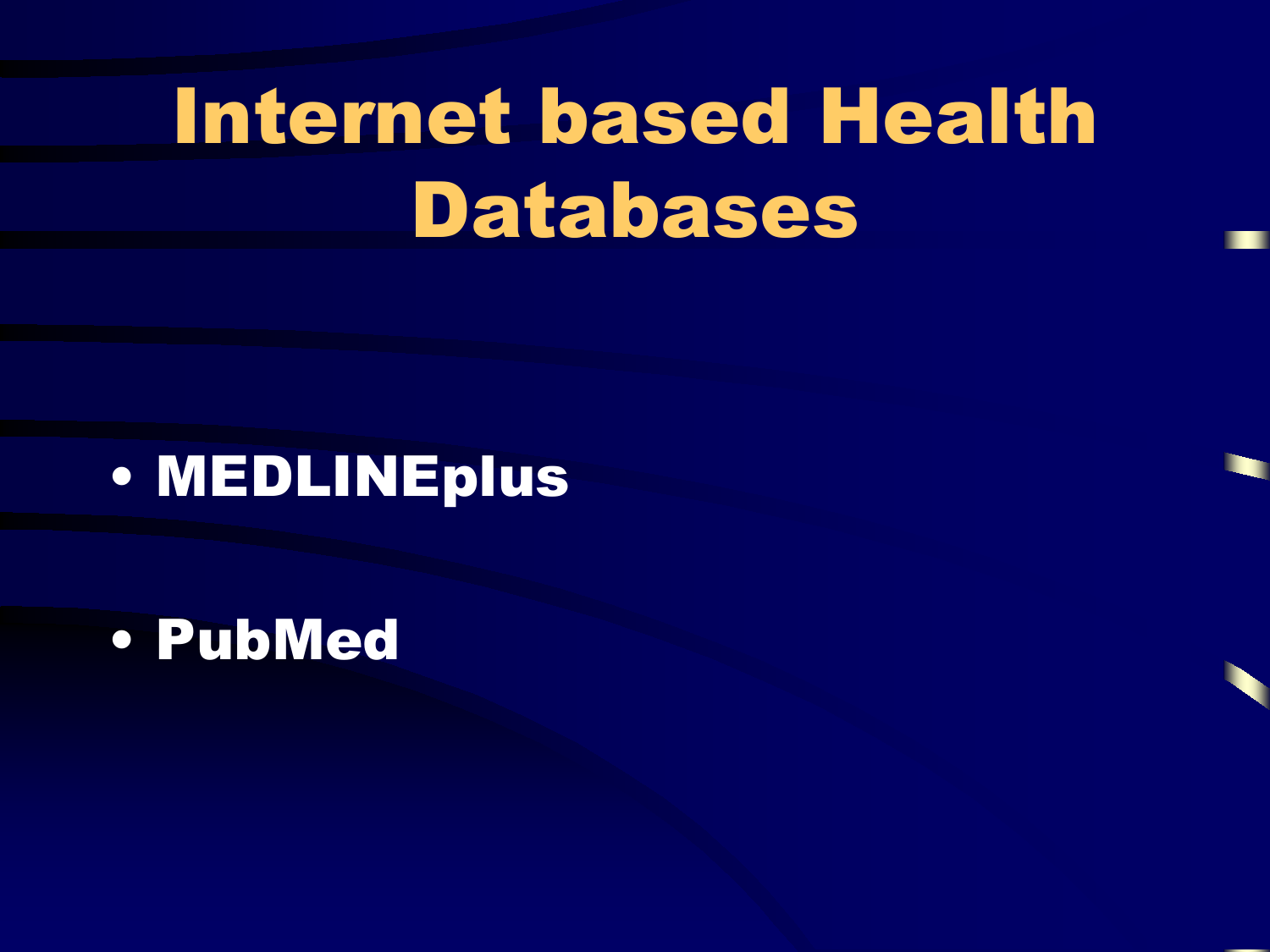# Internet based Health Databases

- MEDLINEplus
- PubMed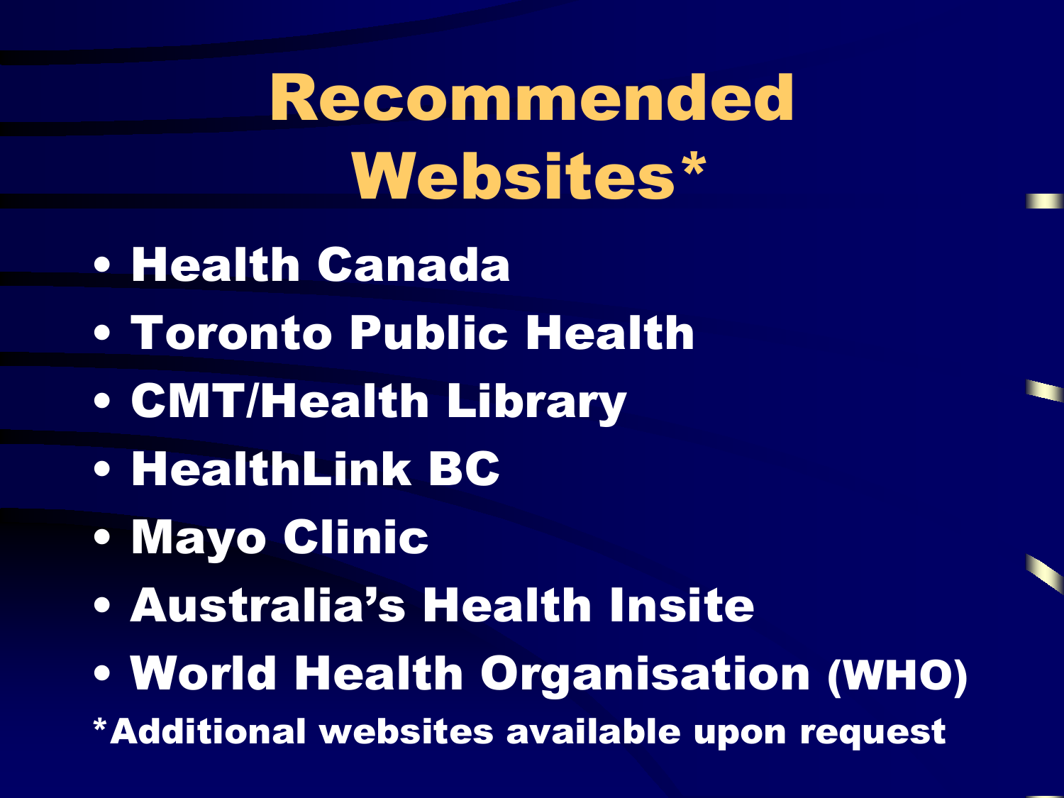# Recommended Websites*

- Health Canada
- Toronto Public Health
- CMT/Health Library
- HealthLink BC
- Mayo Clinic
- Australia's Health Insite
- World Health Organisation (WHO)

*Additional websites available upon request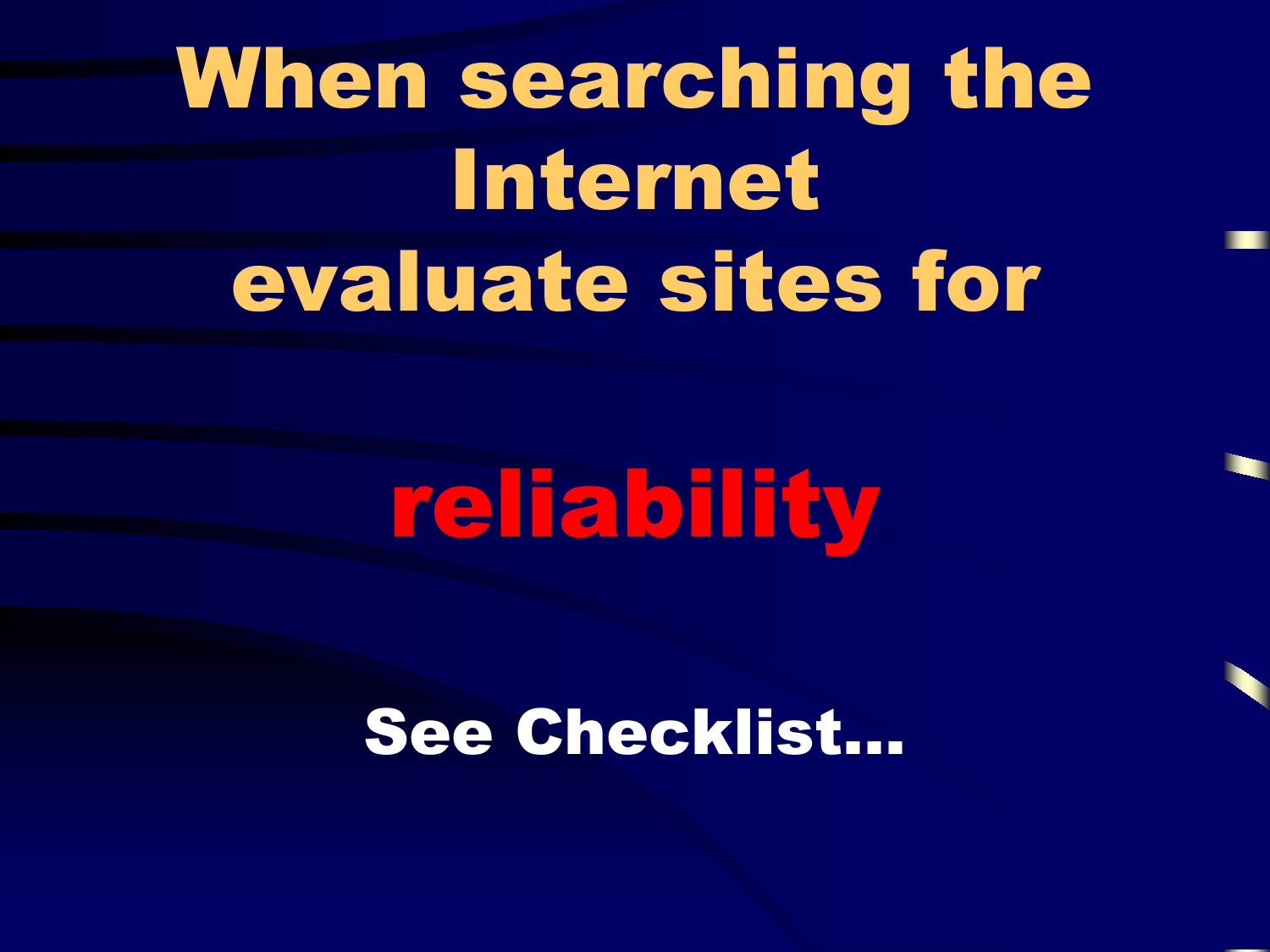# When searching the Internet evaluate sites for

# reliability

**See Checklist…**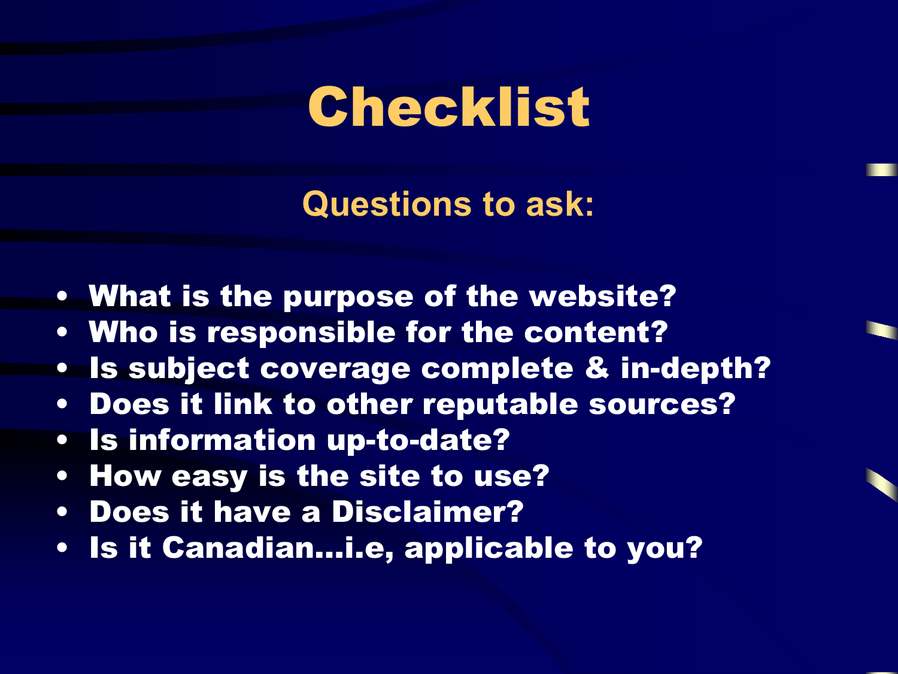# Checklist

## Questions to ask:

- What is the purpose of the website?
- Who is responsible for the content?
- Is subject coverage complete & in-depth?
- Does it link to other reputable sources?
- Is information up-to-date?
- How easy is the site to use?
- Does it have a Disclaimer?
- Is it Canadian…i.e, applicable to you?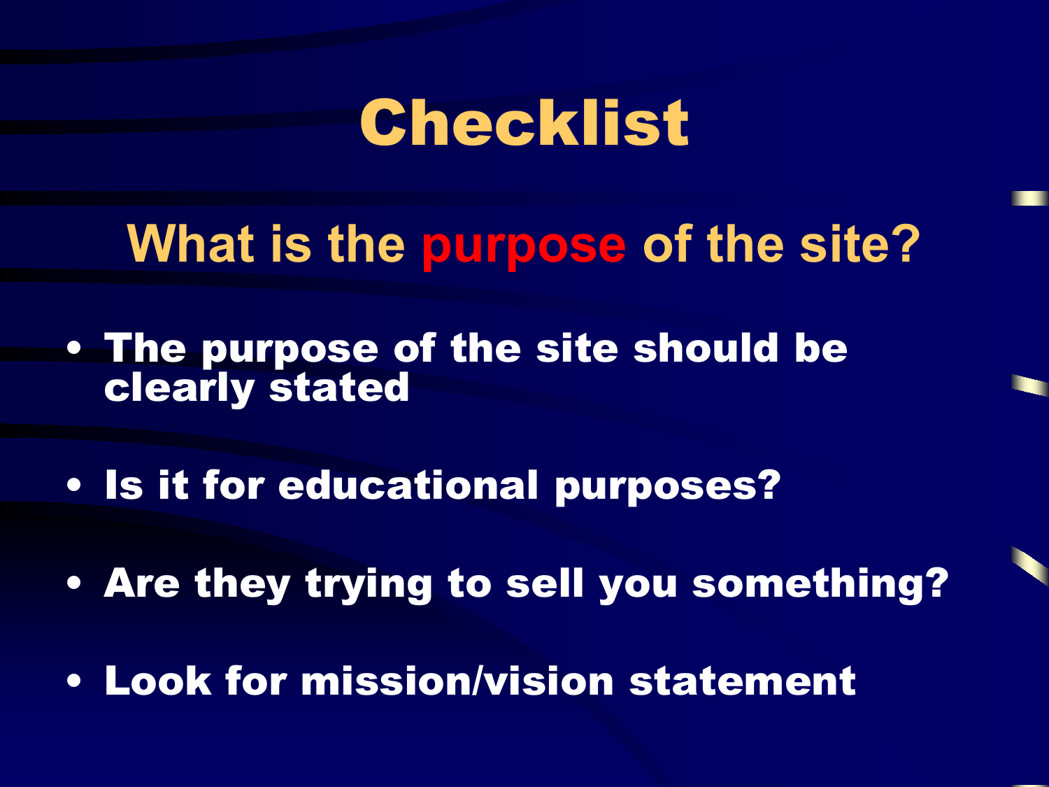# Checklist

## What is the purpose of the site?

- The purpose of the site should be clearly stated
- Is it for educational purposes?
- Are they trying to sell you something?
- Look for mission/vision statement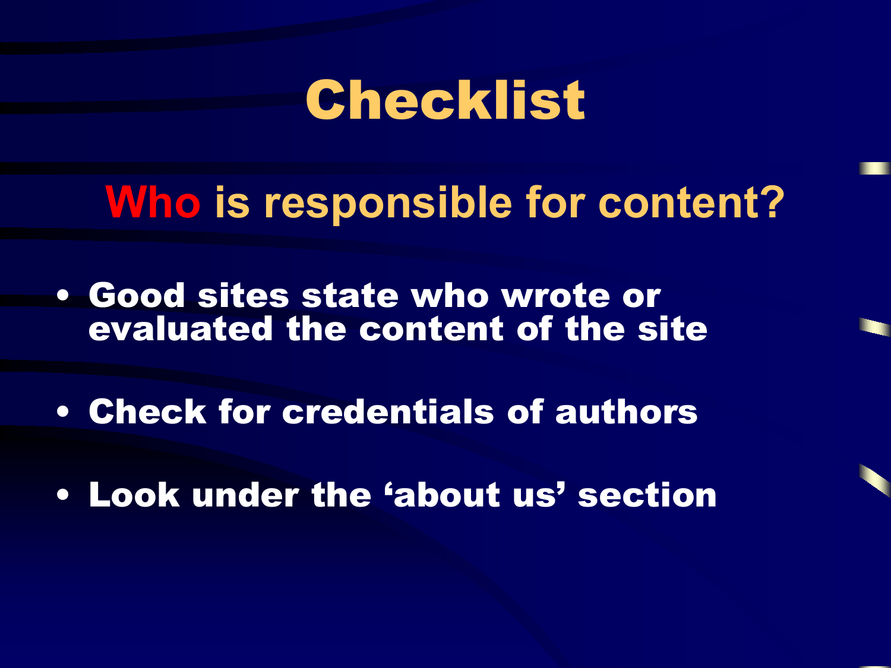# Checklist

## Who is responsible for content?

- **Good sites state who wrote or evaluated the content of the site**
- **Check for credentials of authors**
- **Look under the 'about us' section**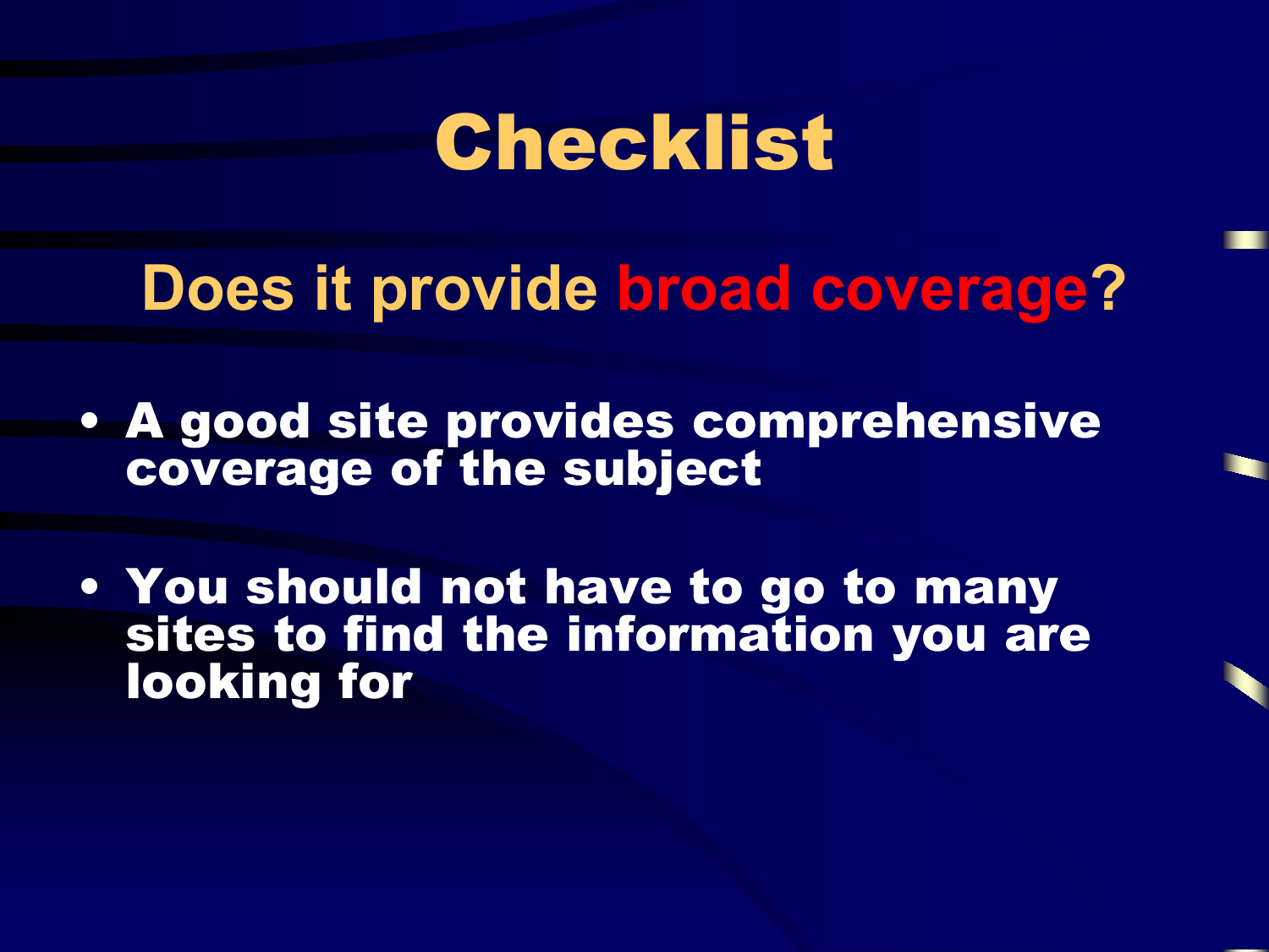# Checklist

## Does it provide broad coverage?

- A good site provides comprehensive coverage of the subject
- You should not have to go to many sites to find the information you are looking for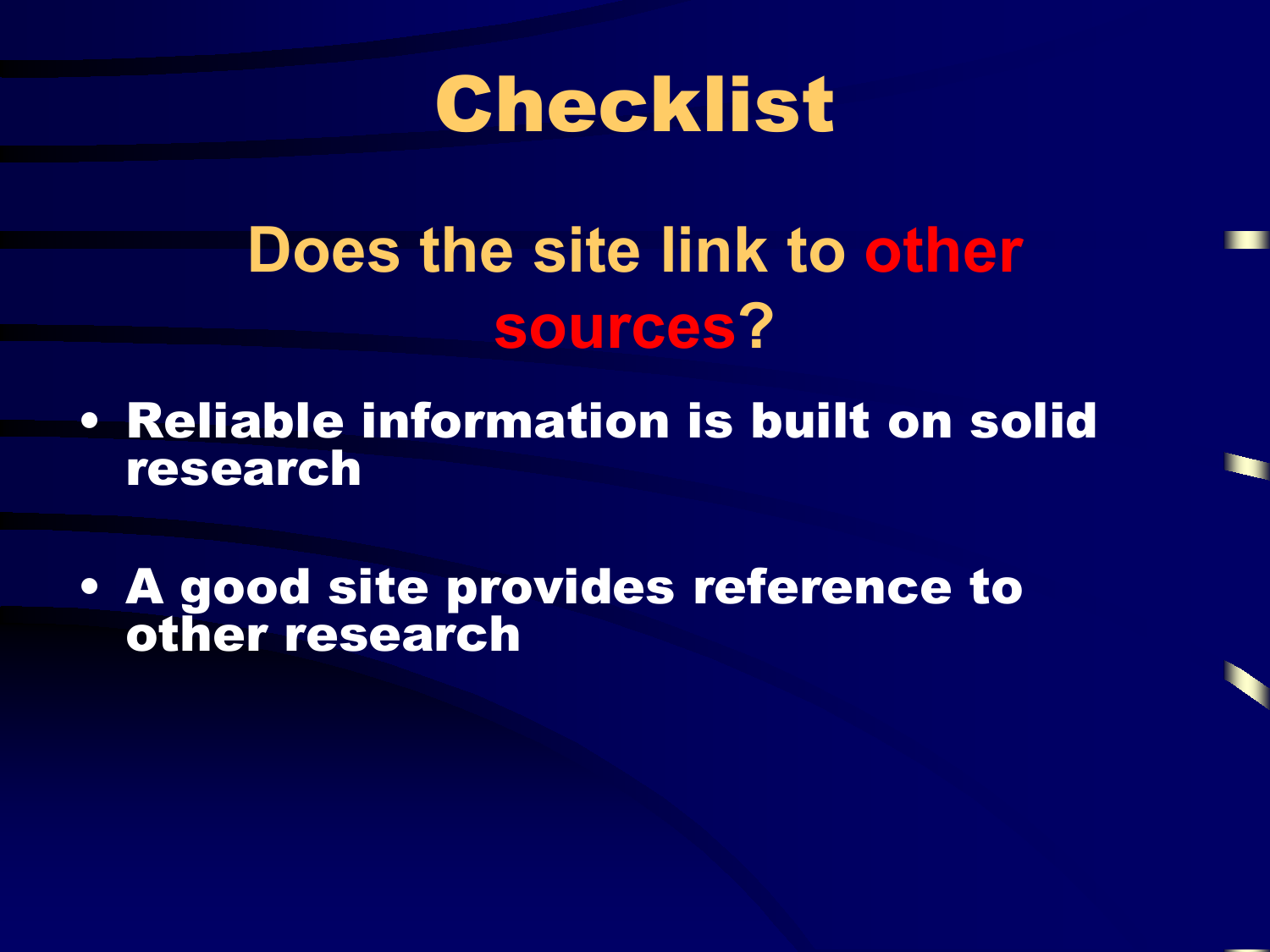# Checklist

## Does the site link to other sources?

- Reliable information is built on solid research
- A good site provides reference to other research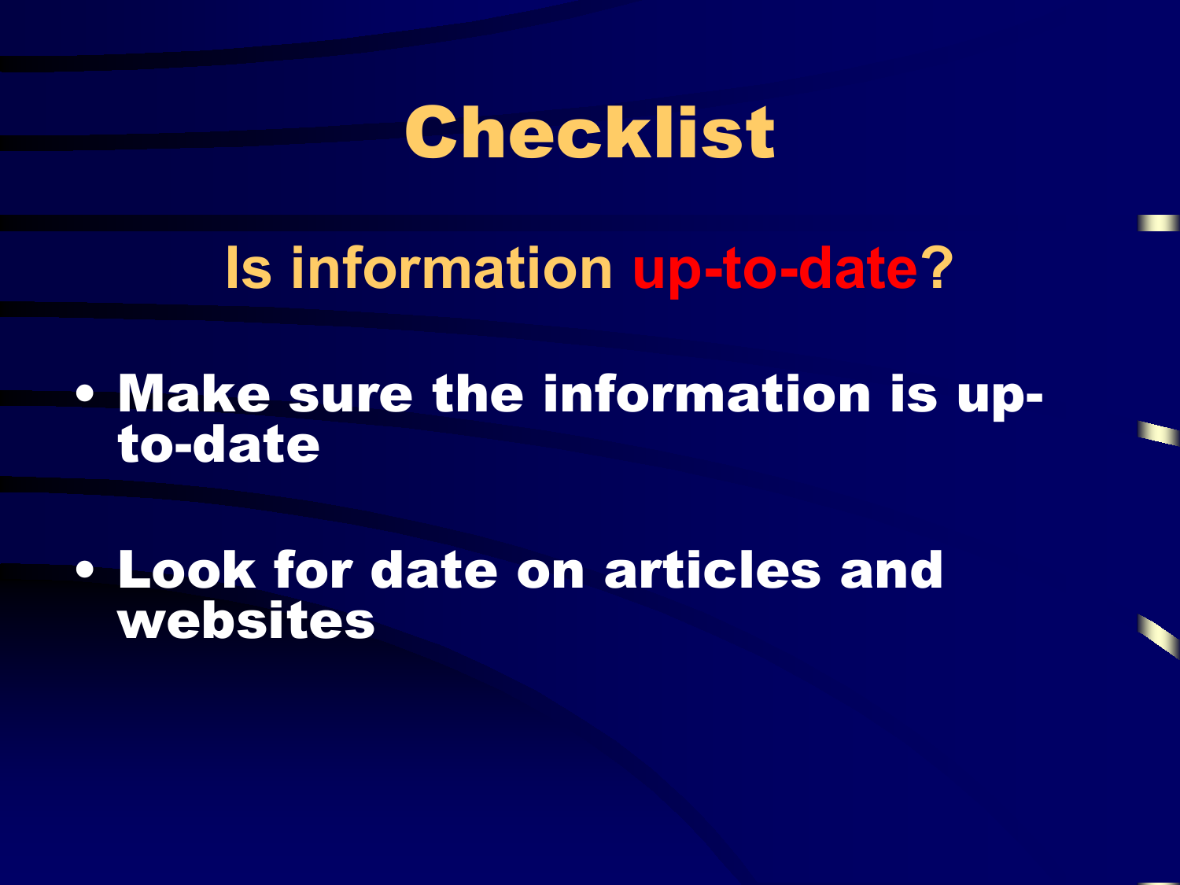# Checklist

## Is information up-to-date?

- Make sure the information is up-to-date
- Look for date on articles and websites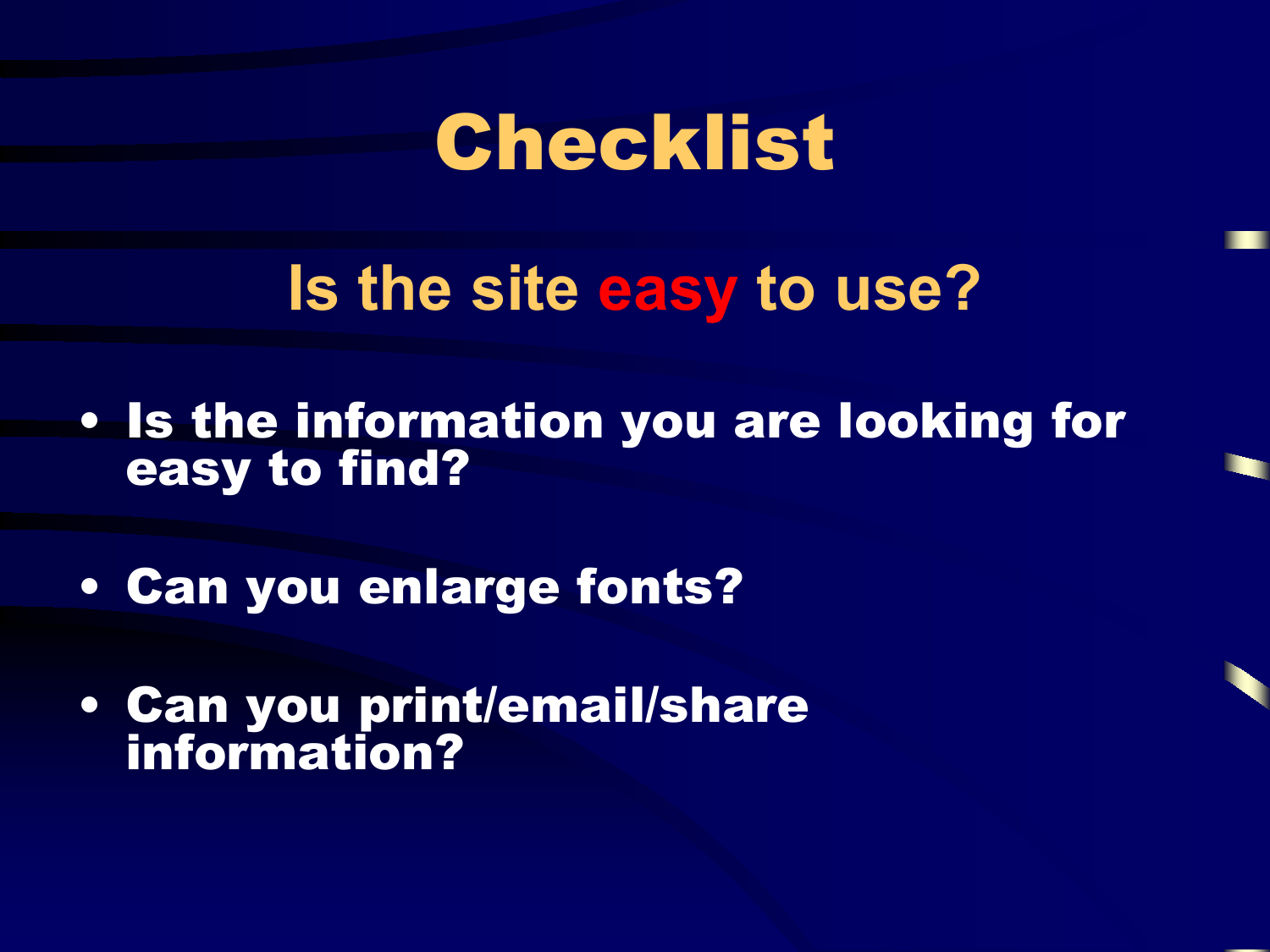# Checklist

## Is the site easy to use?

- **Is the information you are looking for easy to find?**
- **Can you enlarge fonts?**
- **Can you print/email/share information?**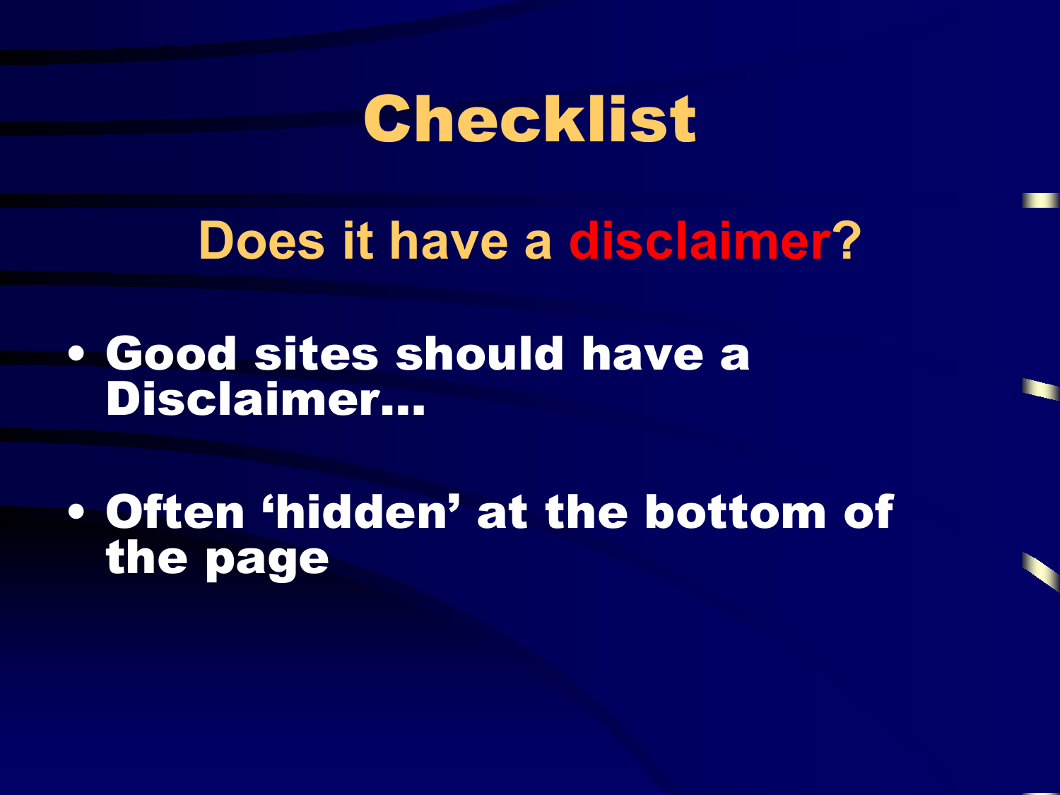# Checklist

## Does it have a disclaimer?

- **Good sites should have a Disclaimer…**
- **Often 'hidden' at the bottom of the page**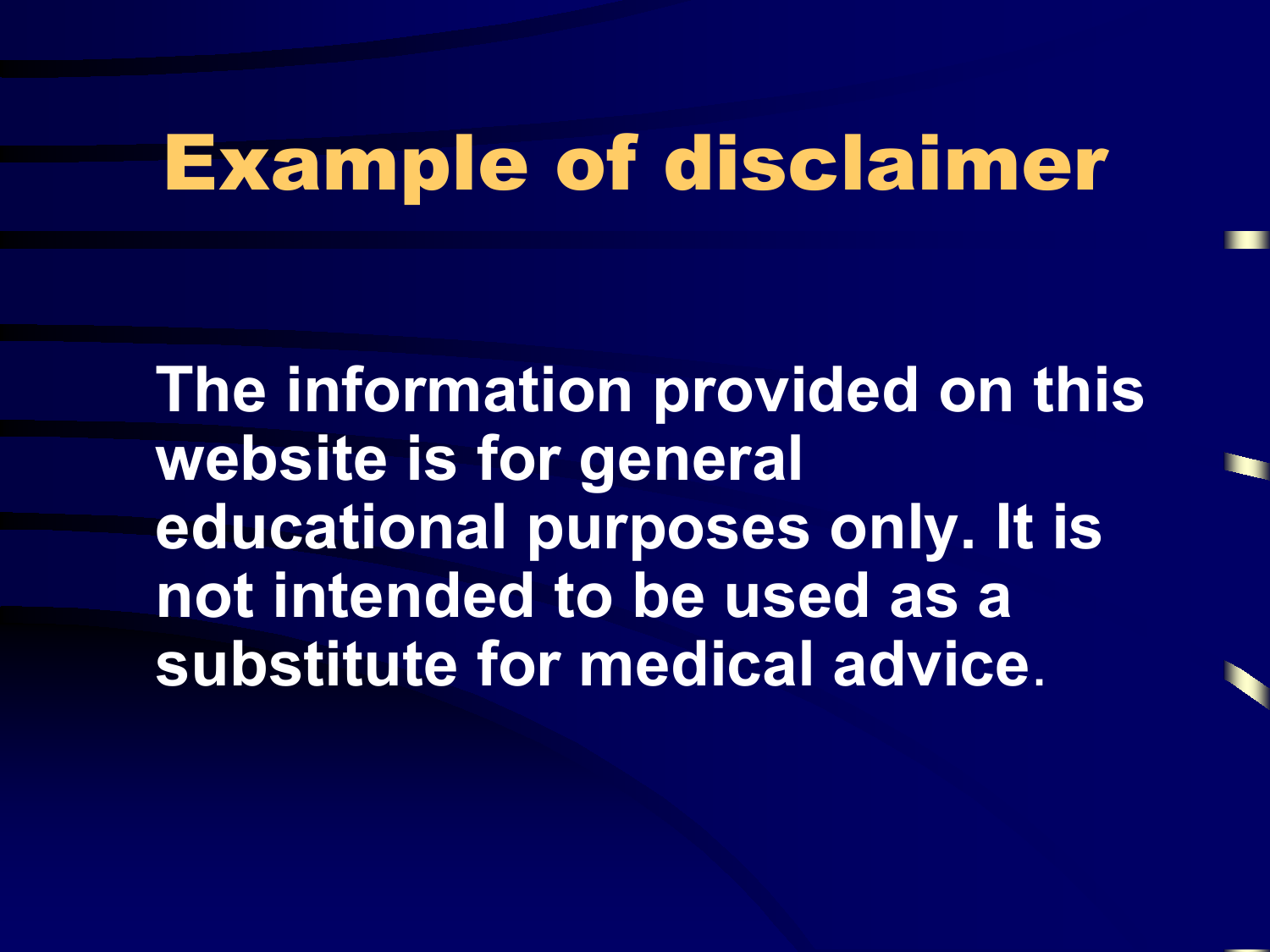# Example of disclaimer

**The information provided on this website is for general educational purposes only. It is not intended to be used as a substitute for medical advice.**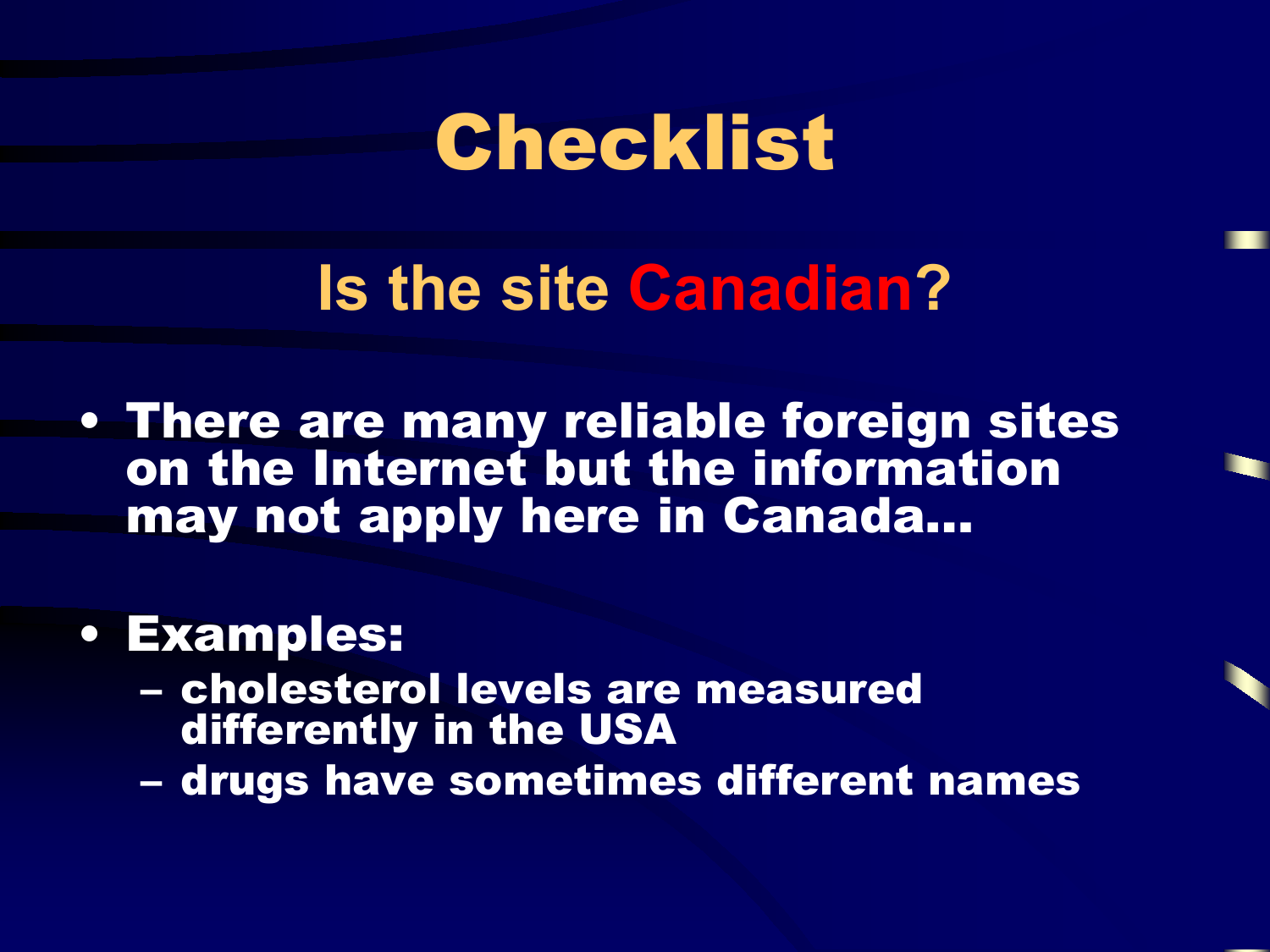# Checklist

## Is the site Canadian?

- There are many reliable foreign sites on the Internet but the information may not apply here in Canada…
- Examples:
  - cholesterol levels are measured differently in the USA
  - drugs have sometimes different names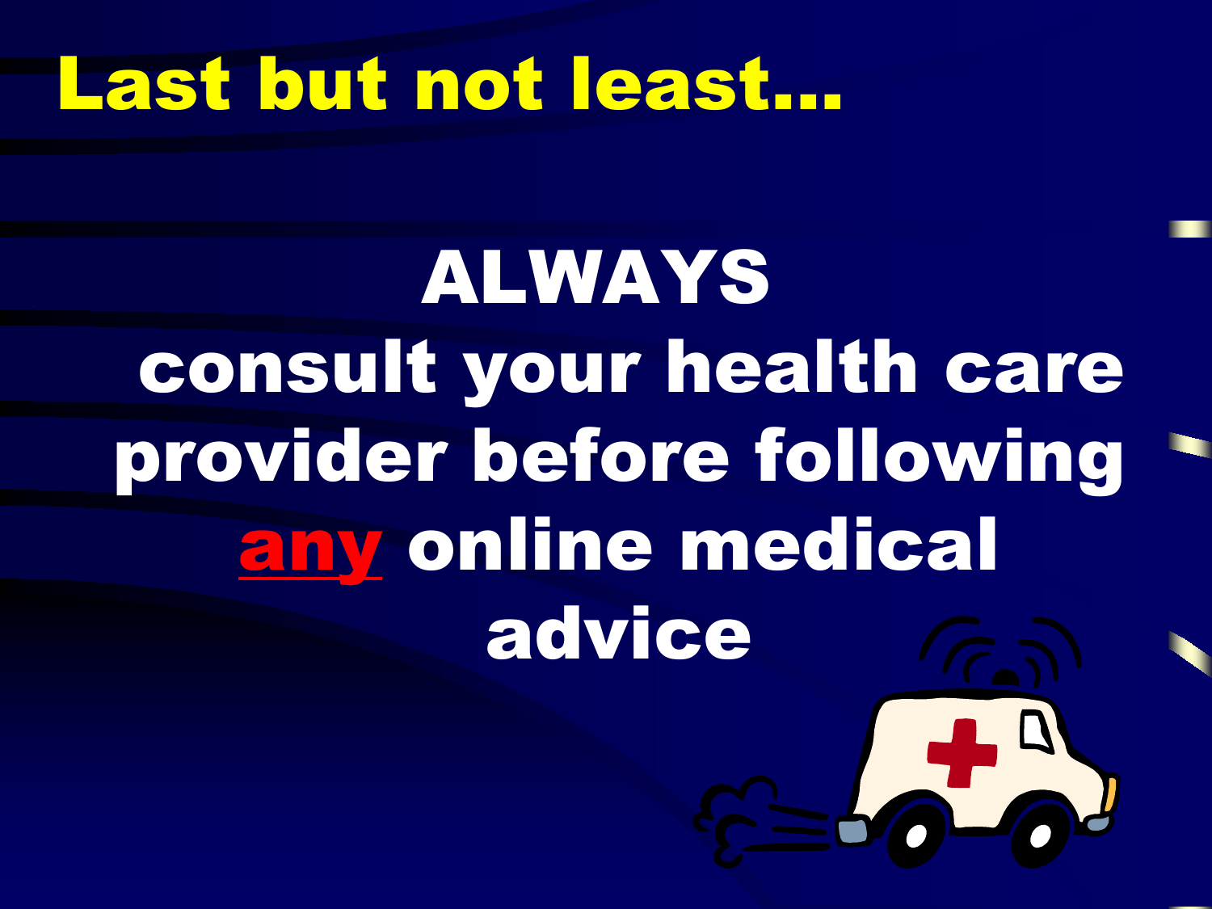# Last but not least…

**ALWAYS consult your health care provider before following <u>any</u> online medical advice**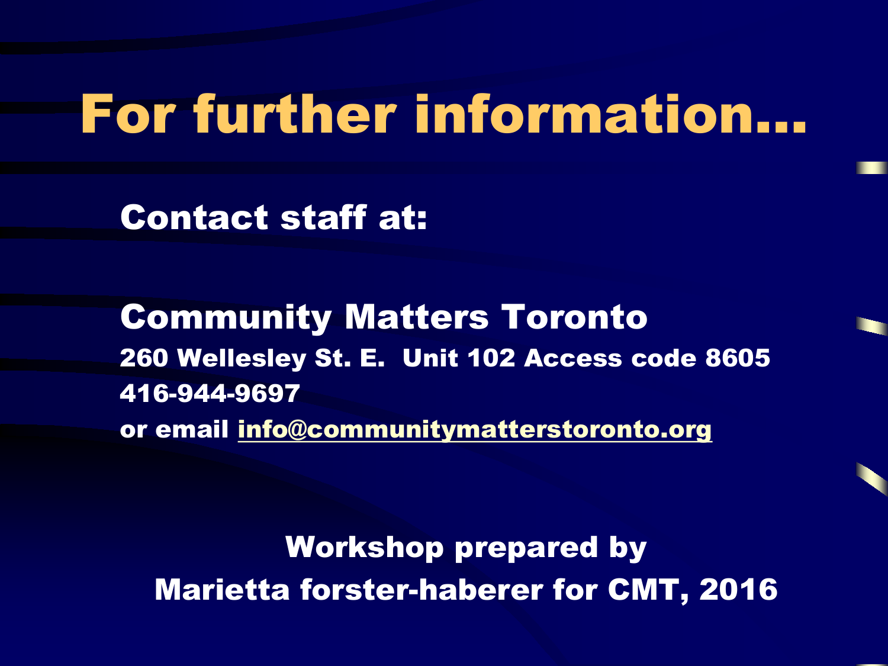# For further information...

**Contact staff at:**

**Community Matters Toronto**

**260 Wellesley St. E. Unit 102 Access code 8605**

**416-944-9697**

**or email info@communitymatterstoronto.org**

**Workshop prepared by**

**Marietta forster-haberer for CMT, 2016**